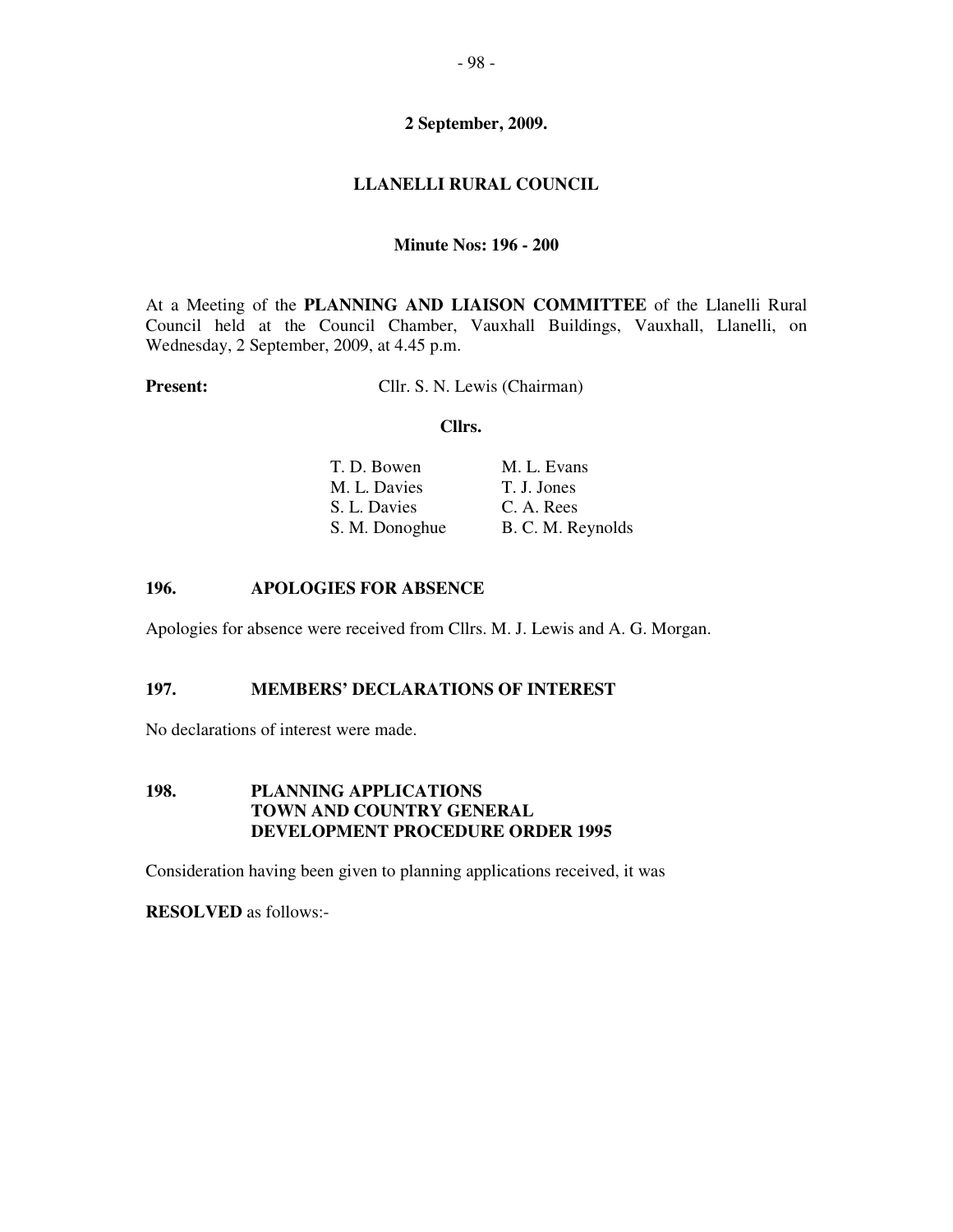**2 September, 2009.**

# LLANELLI RURAL COUNCIL

**Minute Nos: 196 - 200**

At a Meeting of the **PLANNING AND LIAISON COMMITTEE** of the Llanelli Rural Council held at the Council Chamber, Vauxhall Buildings, Vauxhall, Llanelli, on Wednesday, 2 September, 2009, at 4.45 p.m.

**Present:** Cllr. S. N. Lewis (Chairman)

**Cllrs.**

| | |
|---|---|
| T. D. Bowen | M. L. Evans |
| M. L. Davies | T. J. Jones |
| S. L. Davies | C. A. Rees |
| S. M. Donoghue | B. C. M. Reynolds |

## 196. APOLOGIES FOR ABSENCE

Apologies for absence were received from Cllrs. M. J. Lewis and A. G. Morgan.

## 197. MEMBERS' DECLARATIONS OF INTEREST

No declarations of interest were made.

## 198. PLANNING APPLICATIONS TOWN AND COUNTRY GENERAL DEVELOPMENT PROCEDURE ORDER 1995

Consideration having been given to planning applications received, it was

**RESOLVED** as follows:-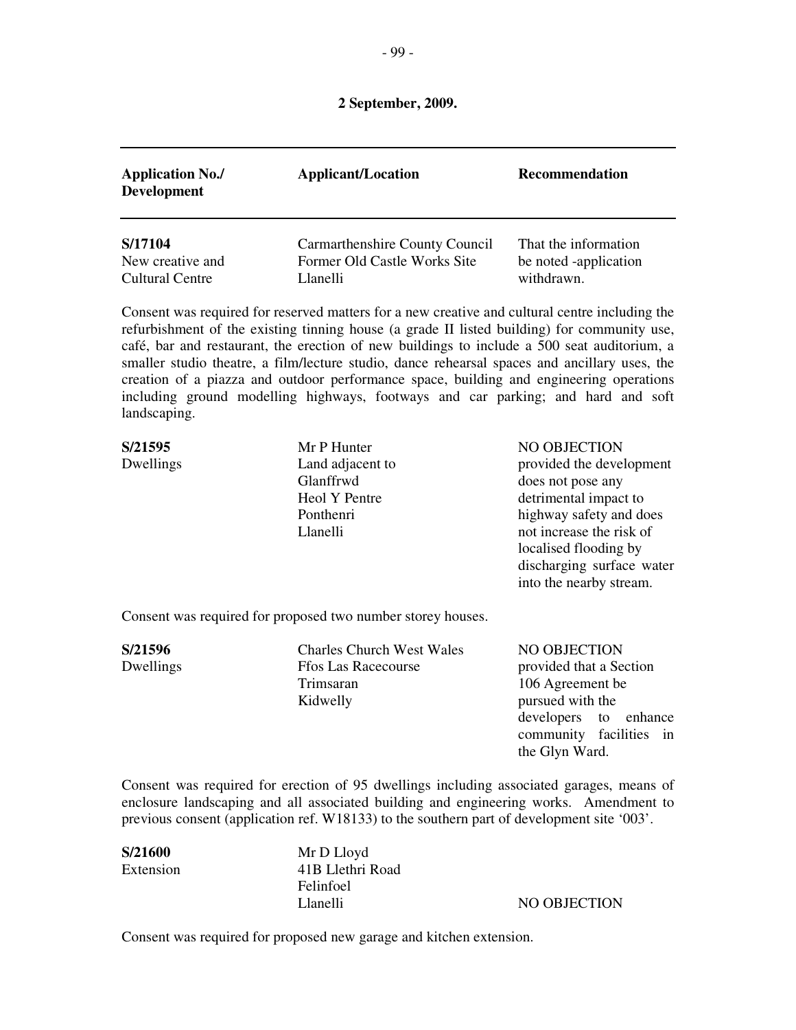**2 September, 2009.**

| Application No./ Development | Applicant/Location | Recommendation |
|---|---|---|
| **S/17104** New creative and Cultural Centre | Carmarthenshire County Council Former Old Castle Works Site Llanelli | That the information be noted -application withdrawn. |

Consent was required for reserved matters for a new creative and cultural centre including the refurbishment of the existing tinning house (a grade II listed building) for community use, café, bar and restaurant, the erection of new buildings to include a 500 seat auditorium, a smaller studio theatre, a film/lecture studio, dance rehearsal spaces and ancillary uses, the creation of a piazza and outdoor performance space, building and engineering operations including ground modelling highways, footways and car parking; and hard and soft landscaping.

| | | |
|---|---|---|
| **S/21595** Dwellings | Mr P Hunter Land adjacent to Glanffrwd Heol Y Pentre Ponthenri Llanelli | NO OBJECTION provided the development does not pose any detrimental impact to highway safety and does not increase the risk of localised flooding by discharging surface water into the nearby stream. |

Consent was required for proposed two number storey houses.

| | | |
|---|---|---|
| **S/21596** Dwellings | Charles Church West Wales Ffos Las Racecourse Trimsaran Kidwelly | NO OBJECTION provided that a Section 106 Agreement be pursued with the developers to enhance community facilities in the Glyn Ward. |

Consent was required for erection of 95 dwellings including associated garages, means of enclosure landscaping and all associated building and engineering works. Amendment to previous consent (application ref. W18133) to the southern part of development site '003'.

| | | |
|---|---|---|
| **S/21600** Extension | Mr D Lloyd 41B Llethri Road Felinfoel Llanelli | NO OBJECTION |

Consent was required for proposed new garage and kitchen extension.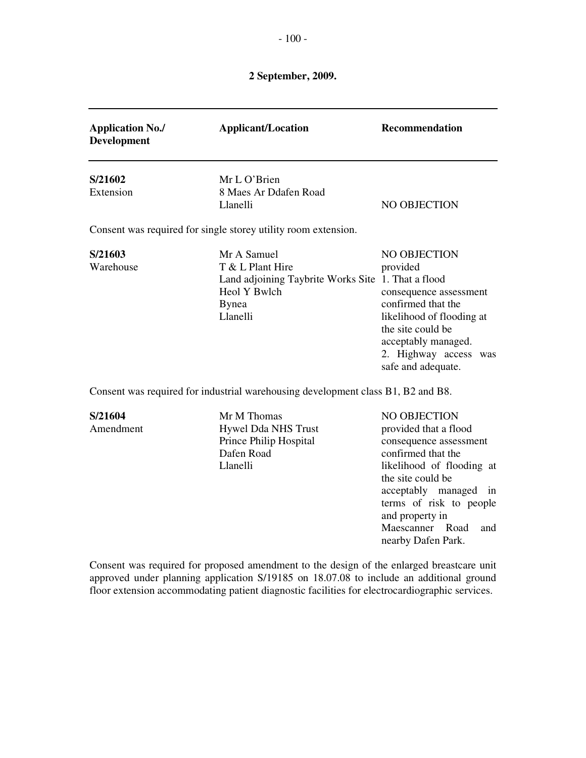**2 September, 2009.**

| Application No./ Development | Applicant/Location | Recommendation |
|---|---|---|
| **S/21602** Extension | Mr L O'Brien 8 Maes Ar Ddafen Road Llanelli | NO OBJECTION |

Consent was required for single storey utility room extension.

| Application No./ Development | Applicant/Location | Recommendation |
|---|---|---|
| **S/21603** Warehouse | Mr A Samuel T & L Plant Hire Land adjoining Taybrite Works Site Heol Y Bwlch Bynea Llanelli | NO OBJECTION provided 1. That a flood consequence assessment confirmed that the likelihood of flooding at the site could be acceptably managed. 2. Highway access was safe and adequate. |

Consent was required for industrial warehousing development class B1, B2 and B8.

| Application No./ Development | Applicant/Location | Recommendation |
|---|---|---|
| **S/21604** Amendment | Mr M Thomas Hywel Dda NHS Trust Prince Philip Hospital Dafen Road Llanelli | NO OBJECTION provided that a flood consequence assessment confirmed that the likelihood of flooding at the site could be acceptably managed in terms of risk to people and property in Maescanner Road and nearby Dafen Park. |

Consent was required for proposed amendment to the design of the enlarged breastcare unit approved under planning application S/19185 on 18.07.08 to include an additional ground floor extension accommodating patient diagnostic facilities for electrocardiographic services.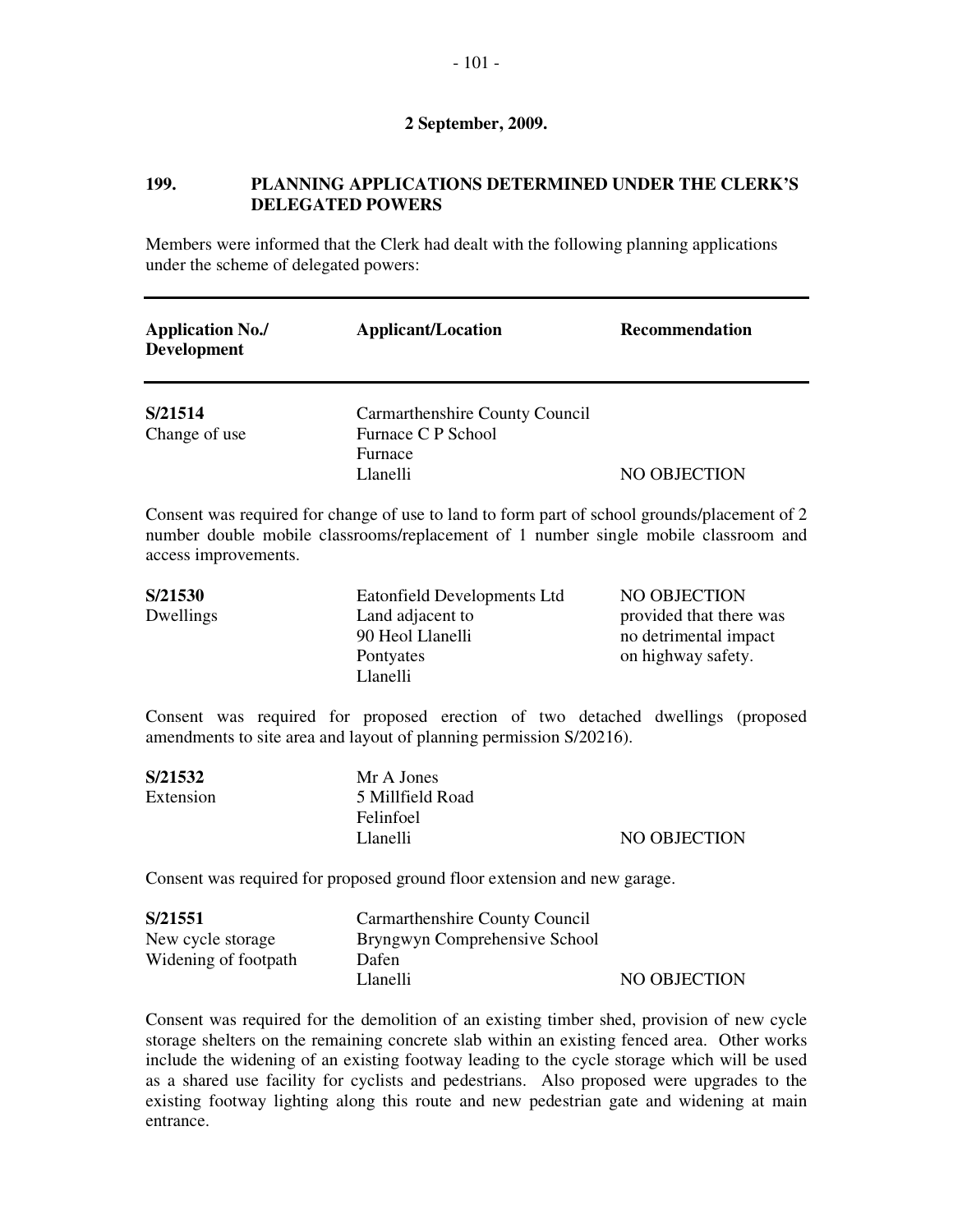**2 September, 2009.**

## 199. PLANNING APPLICATIONS DETERMINED UNDER THE CLERK'S DELEGATED POWERS

Members were informed that the Clerk had dealt with the following planning applications under the scheme of delegated powers:

| Application No./ Development | Applicant/Location | Recommendation |
|---|---|---|
| **S/21514**<br>Change of use | Carmarthenshire County Council<br>Furnace C P School<br>Furnace<br>Llanelli | NO OBJECTION |

Consent was required for change of use to land to form part of school grounds/placement of 2 number double mobile classrooms/replacement of 1 number single mobile classroom and access improvements.

| Application No./ Development | Applicant/Location | Recommendation |
|---|---|---|
| **S/21530**<br>Dwellings | Eatonfield Developments Ltd<br>Land adjacent to<br>90 Heol Llanelli<br>Pontyates<br>Llanelli | NO OBJECTION provided that there was no detrimental impact on highway safety. |

Consent was required for proposed erection of two detached dwellings (proposed amendments to site area and layout of planning permission S/20216).

| Application No./ Development | Applicant/Location | Recommendation |
|---|---|---|
| **S/21532**<br>Extension | Mr A Jones<br>5 Millfield Road<br>Felinfoel<br>Llanelli | NO OBJECTION |

Consent was required for proposed ground floor extension and new garage.

| Application No./ Development | Applicant/Location | Recommendation |
|---|---|---|
| **S/21551**<br>New cycle storage<br>Widening of footpath | Carmarthenshire County Council<br>Bryngwyn Comprehensive School<br>Dafen<br>Llanelli | NO OBJECTION |

Consent was required for the demolition of an existing timber shed, provision of new cycle storage shelters on the remaining concrete slab within an existing fenced area. Other works include the widening of an existing footway leading to the cycle storage which will be used as a shared use facility for cyclists and pedestrians. Also proposed were upgrades to the existing footway lighting along this route and new pedestrian gate and widening at main entrance.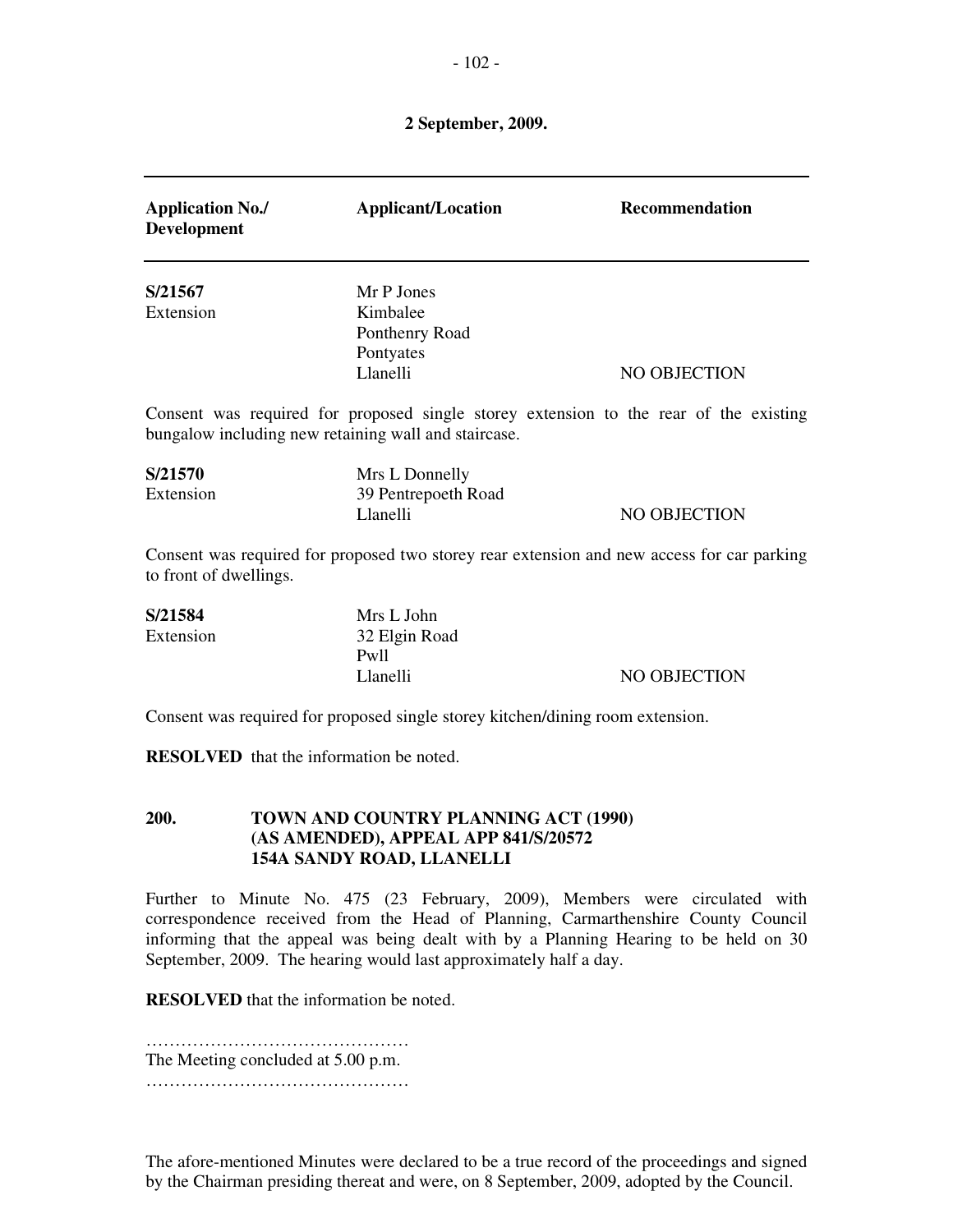**2 September, 2009.**

| Application No./ Development | Applicant/Location | Recommendation |
|---|---|---|
| **S/21567** Extension | Mr P Jones Kimbalee Ponthenry Road Pontyates Llanelli | NO OBJECTION |

Consent was required for proposed single storey extension to the rear of the existing bungalow including new retaining wall and staircase.

| | | |
|---|---|---|
| **S/21570** Extension | Mrs L Donnelly 39 Pentrepoeth Road Llanelli | NO OBJECTION |

Consent was required for proposed two storey rear extension and new access for car parking to front of dwellings.

| | | |
|---|---|---|
| **S/21584** Extension | Mrs L John 32 Elgin Road Pwll Llanelli | NO OBJECTION |

Consent was required for proposed single storey kitchen/dining room extension.

**RESOLVED** that the information be noted.

## 200. TOWN AND COUNTRY PLANNING ACT (1990) (AS AMENDED), APPEAL APP 841/S/20572 154A SANDY ROAD, LLANELLI

Further to Minute No. 475 (23 February, 2009), Members were circulated with correspondence received from the Head of Planning, Carmarthenshire County Council informing that the appeal was being dealt with by a Planning Hearing to be held on 30 September, 2009. The hearing would last approximately half a day.

**RESOLVED** that the information be noted.

………………………………………
The Meeting concluded at 5.00 p.m.
………………………………………

The afore-mentioned Minutes were declared to be a true record of the proceedings and signed by the Chairman presiding thereat and were, on 8 September, 2009, adopted by the Council.